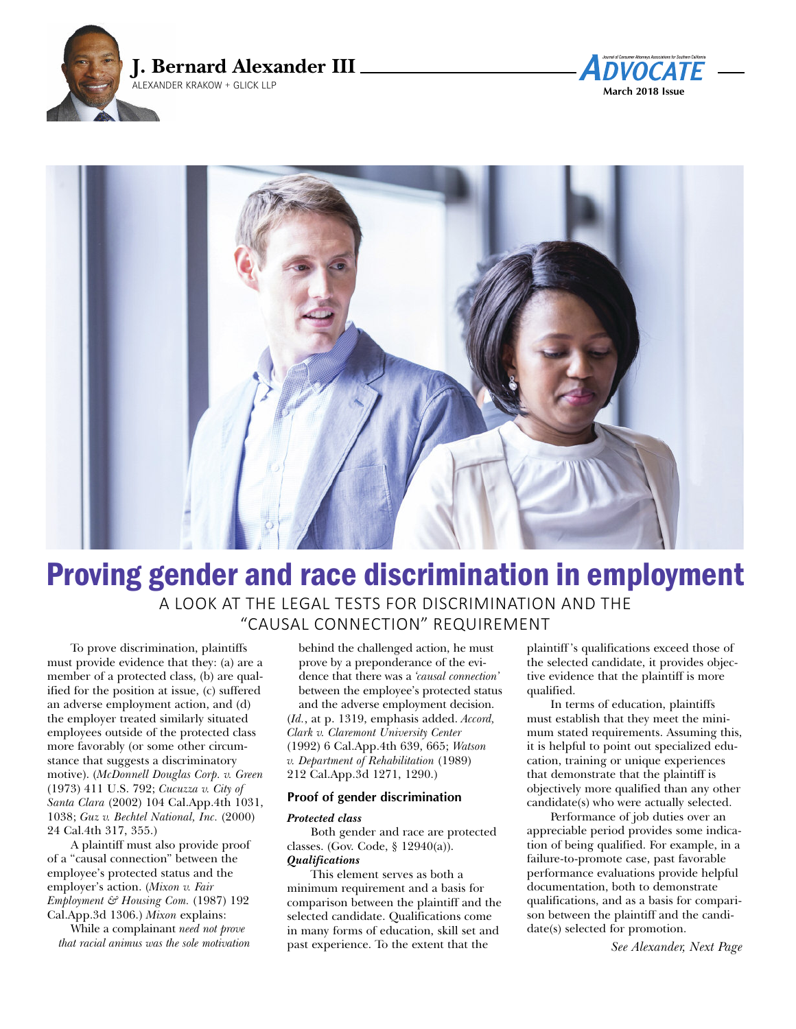J. Bernard Alexander III
ALEXANDER KRAKOW + GLICK LLP

# Proving gender and race discrimination in employment

## A LOOK AT THE LEGAL TESTS FOR DISCRIMINATION AND THE "CAUSAL CONNECTION" REQUIREMENT

To prove discrimination, plaintiffs must provide evidence that they: (a) are a member of a protected class, (b) are qualified for the position at issue, (c) suffered an adverse employment action, and (d) the employer treated similarly situated employees outside of the protected class more favorably (or some other circumstance that suggests a discriminatory motive). (*McDonnell Douglas Corp. v. Green* (1973) 411 U.S. 792; *Cucuzza v. City of Santa Clara* (2002) 104 Cal.App.4th 1031, 1038; *Guz v. Bechtel National, Inc.* (2000) 24 Cal.4th 317, 355.)

A plaintiff must also provide proof of a "causal connection" between the employee's protected status and the employer's action. (*Mixon v. Fair Employment & Housing Com.* (1987) 192 Cal.App.3d 1306.) *Mixon* explains:

> While a complainant *need not prove that racial animus was the sole motivation* behind the challenged action, he must prove by a preponderance of the evidence that there was a *'causal connection'* between the employee's protected status and the adverse employment decision.

(*Id.*, at p. 1319, emphasis added. *Accord, Clark v. Claremont University Center* (1992) 6 Cal.App.4th 639, 665; *Watson v. Department of Rehabilitation* (1989) 212 Cal.App.3d 1271, 1290.)

### Proof of gender discrimination

***Protected class***

Both gender and race are protected classes. (Gov. Code, § 12940(a)).

***Qualifications***

This element serves as both a minimum requirement and a basis for comparison between the plaintiff and the selected candidate. Qualifications come in many forms of education, skill set and past experience. To the extent that the plaintiff's qualifications exceed those of the selected candidate, it provides objective evidence that the plaintiff is more qualified.

In terms of education, plaintiffs must establish that they meet the minimum stated requirements. Assuming this, it is helpful to point out specialized education, training or unique experiences that demonstrate that the plaintiff is objectively more qualified than any other candidate(s) who were actually selected.

Performance of job duties over an appreciable period provides some indication of being qualified. For example, in a failure-to-promote case, past favorable performance evaluations provide helpful documentation, both to demonstrate qualifications, and as a basis for comparison between the plaintiff and the candidate(s) selected for promotion.

*See Alexander, Next Page*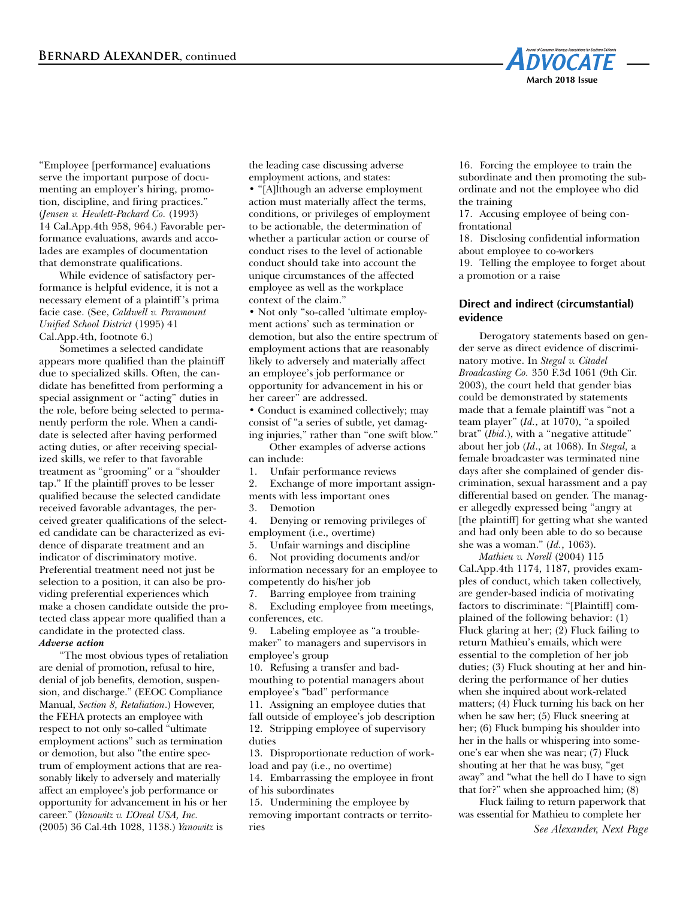"Employee [performance] evaluations serve the important purpose of documenting an employer's hiring, promotion, discipline, and firing practices." (*Jensen v. Hewlett-Packard Co.* (1993) 14 Cal.App.4th 958, 964.) Favorable performance evaluations, awards and accolades are examples of documentation that demonstrate qualifications.

While evidence of satisfactory performance is helpful evidence, it is not a necessary element of a plaintiff's prima facie case. (See, *Caldwell v. Paramount Unified School District* (1995) 41 Cal.App.4th, footnote 6.)

Sometimes a selected candidate appears more qualified than the plaintiff due to specialized skills. Often, the candidate has benefitted from performing a special assignment or "acting" duties in the role, before being selected to permanently perform the role. When a candidate is selected after having performed acting duties, or after receiving specialized skills, we refer to that favorable treatment as "grooming" or a "shoulder tap." If the plaintiff proves to be lesser qualified because the selected candidate received favorable advantages, the perceived greater qualifications of the selected candidate can be characterized as evidence of disparate treatment and an indicator of discriminatory motive. Preferential treatment need not just be selection to a position, it can also be providing preferential experiences which make a chosen candidate outside the protected class appear more qualified than a candidate in the protected class.

***Adverse action***

"The most obvious types of retaliation are denial of promotion, refusal to hire, denial of job benefits, demotion, suspension, and discharge." (EEOC Compliance Manual, *Section 8, Retaliation*.) However, the FEHA protects an employee with respect to not only so-called "ultimate employment actions" such as termination or demotion, but also "the entire spectrum of employment actions that are reasonably likely to adversely and materially affect an employee's job performance or opportunity for advancement in his or her career." (*Yanowitz v. L'Oreal USA, Inc.* (2005) 36 Cal.4th 1028, 1138.) *Yanowitz* is the leading case discussing adverse employment actions, and states:

- "[A]lthough an adverse employment action must materially affect the terms, conditions, or privileges of employment to be actionable, the determination of whether a particular action or course of conduct rises to the level of actionable conduct should take into account the unique circumstances of the affected employee as well as the workplace context of the claim."
- Not only "so-called 'ultimate employment actions' such as termination or demotion, but also the entire spectrum of employment actions that are reasonably likely to adversely and materially affect an employee's job performance or opportunity for advancement in his or her career" are addressed.
- Conduct is examined collectively; may consist of "a series of subtle, yet damaging injuries," rather than "one swift blow."

Other examples of adverse actions can include:

1. Unfair performance reviews
2. Exchange of more important assignments with less important ones
3. Demotion
4. Denying or removing privileges of employment (i.e., overtime)
5. Unfair warnings and discipline
6. Not providing documents and/or information necessary for an employee to competently do his/her job
7. Barring employee from training
8. Excluding employee from meetings, conferences, etc.
9. Labeling employee as "a troublemaker" to managers and supervisors in employee's group
10. Refusing a transfer and badmouthing to potential managers about employee's "bad" performance
11. Assigning an employee duties that fall outside of employee's job description
12. Stripping employee of supervisory duties
13. Disproportionate reduction of workload and pay (i.e., no overtime)
14. Embarrassing the employee in front of his subordinates
15. Undermining the employee by removing important contracts or territories
16. Forcing the employee to train the subordinate and then promoting the subordinate and not the employee who did the training
17. Accusing employee of being confrontational
18. Disclosing confidential information about employee to co-workers
19. Telling the employee to forget about a promotion or a raise

### Direct and indirect (circumstantial) evidence

Derogatory statements based on gender serve as direct evidence of discriminatory motive. In *Stegal v. Citadel Broadcasting Co.* 350 F.3d 1061 (9th Cir. 2003), the court held that gender bias could be demonstrated by statements made that a female plaintiff was "not a team player" (*Id.*, at 1070), "a spoiled brat" (*Ibid*.), with a "negative attitude" about her job (*Id*., at 1068). In *Stegal,* a female broadcaster was terminated nine days after she complained of gender discrimination, sexual harassment and a pay differential based on gender. The manager allegedly expressed being "angry at [the plaintiff] for getting what she wanted and had only been able to do so because she was a woman." (*Id.*, 1063).

*Mathieu v. Norell* (2004) 115 Cal.App.4th 1174, 1187, provides examples of conduct, which taken collectively, are gender-based indicia of motivating factors to discriminate: "[Plaintiff] complained of the following behavior: (1) Fluck glaring at her; (2) Fluck failing to return Mathieu's emails, which were essential to the completion of her job duties; (3) Fluck shouting at her and hindering the performance of her duties when she inquired about work-related matters; (4) Fluck turning his back on her when he saw her; (5) Fluck sneering at her; (6) Fluck bumping his shoulder into her in the halls or whispering into someone's ear when she was near; (7) Fluck shouting at her that he was busy, "get away" and "what the hell do I have to sign that for?" when she approached him; (8)

Fluck failing to return paperwork that was essential for Mathieu to complete her

*See Alexander, Next Page*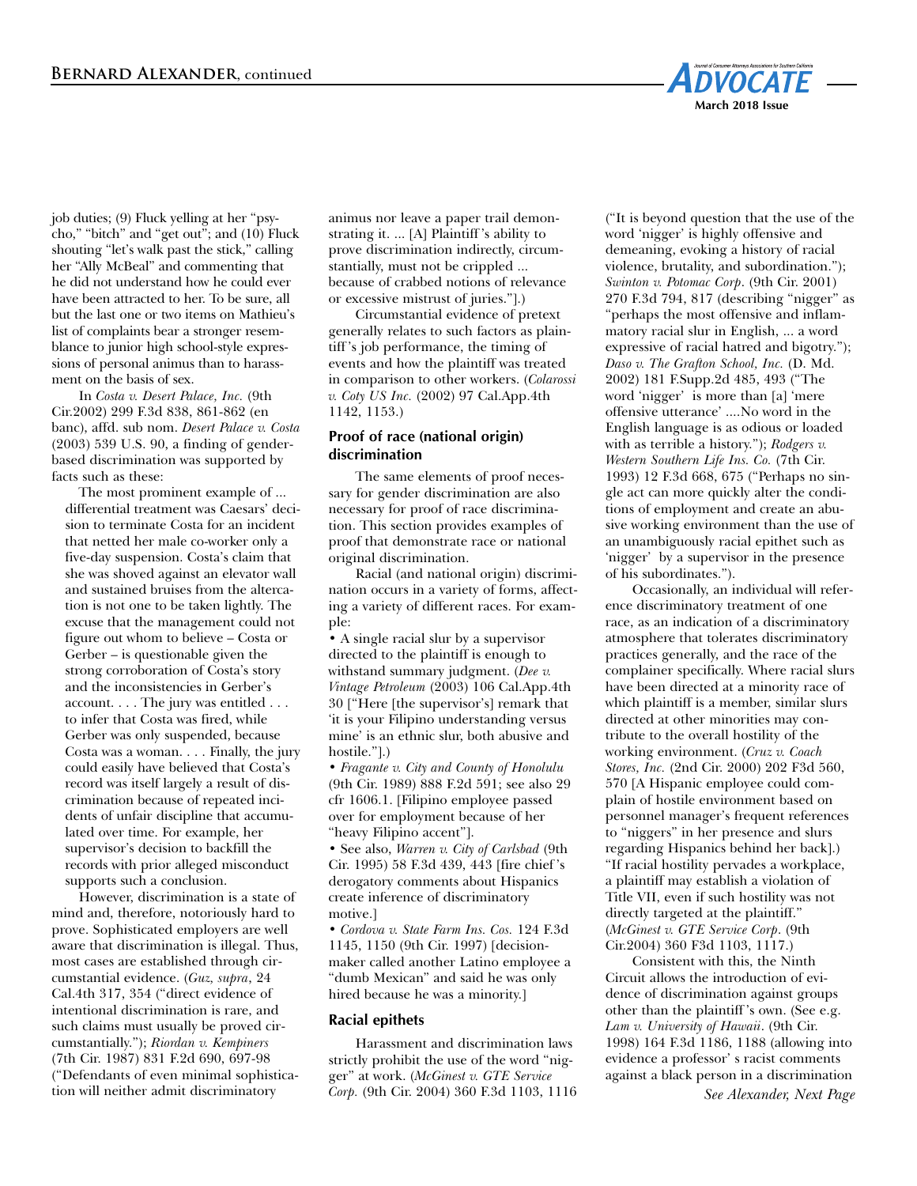job duties; (9) Fluck yelling at her "psycho," "bitch" and "get out"; and (10) Fluck shouting "let's walk past the stick," calling her "Ally McBeal" and commenting that he did not understand how he could ever have been attracted to her. To be sure, all but the last one or two items on Mathieu's list of complaints bear a stronger resemblance to junior high school-style expressions of personal animus than to harassment on the basis of sex.

In *Costa v. Desert Palace, Inc.* (9th Cir.2002) 299 F.3d 838, 861-862 (en banc), affd. sub nom. *Desert Palace v. Costa* (2003) 539 U.S. 90, a finding of gender-based discrimination was supported by facts such as these:

> The most prominent example of ... differential treatment was Caesars' decision to terminate Costa for an incident that netted her male co-worker only a five-day suspension. Costa's claim that she was shoved against an elevator wall and sustained bruises from the altercation is not one to be taken lightly. The excuse that the management could not figure out whom to believe – Costa or Gerber – is questionable given the strong corroboration of Costa's story and the inconsistencies in Gerber's account. . . . The jury was entitled . . . to infer that Costa was fired, while Gerber was only suspended, because Costa was a woman. . . . Finally, the jury could easily have believed that Costa's record was itself largely a result of discrimination because of repeated incidents of unfair discipline that accumulated over time. For example, her supervisor's decision to backfill the records with prior alleged misconduct supports such a conclusion.

However, discrimination is a state of mind and, therefore, notoriously hard to prove. Sophisticated employers are well aware that discrimination is illegal. Thus, most cases are established through circumstantial evidence. (*Guz, supra*, 24 Cal.4th 317, 354 ("direct evidence of intentional discrimination is rare, and such claims must usually be proved circumstantially."); *Riordan v. Kempiners* (7th Cir. 1987) 831 F.2d 690, 697-98 ("Defendants of even minimal sophistication will neither admit discriminatory animus nor leave a paper trail demonstrating it. ... [A] Plaintiff's ability to prove discrimination indirectly, circumstantially, must not be crippled ... because of crabbed notions of relevance or excessive mistrust of juries."].)

Circumstantial evidence of pretext generally relates to such factors as plaintiff's job performance, the timing of events and how the plaintiff was treated in comparison to other workers. (*Colarossi v. Coty US Inc.* (2002) 97 Cal.App.4th 1142, 1153.)

### Proof of race (national origin) discrimination

The same elements of proof necessary for gender discrimination are also necessary for proof of race discrimination. This section provides examples of proof that demonstrate race or national original discrimination.

Racial (and national origin) discrimination occurs in a variety of forms, affecting a variety of different races. For example:

- A single racial slur by a supervisor directed to the plaintiff is enough to withstand summary judgment. (*Dee v. Vintage Petroleum* (2003) 106 Cal.App.4th 30 ["Here [the supervisor's] remark that 'it is your Filipino understanding versus mine' is an ethnic slur, both abusive and hostile."].)
- *Fragante v. City and County of Honolulu* (9th Cir. 1989) 888 F.2d 591; see also 29 cfr 1606.1. [Filipino employee passed over for employment because of her "heavy Filipino accent"].
- See also, *Warren v. City of Carlsbad* (9th Cir. 1995) 58 F.3d 439, 443 [fire chief's derogatory comments about Hispanics create inference of discriminatory motive.]
- *Cordova v. State Farm Ins. Cos.* 124 F.3d 1145, 1150 (9th Cir. 1997) [decision-maker called another Latino employee a "dumb Mexican" and said he was only hired because he was a minority.]

### Racial epithets

Harassment and discrimination laws strictly prohibit the use of the word "nigger" at work. (*McGinest v. GTE Service Corp.* (9th Cir. 2004) 360 F.3d 1103, 1116 ("It is beyond question that the use of the word 'nigger' is highly offensive and demeaning, evoking a history of racial violence, brutality, and subordination."); *Swinton v. Potomac Corp.* (9th Cir. 2001) 270 F.3d 794, 817 (describing "nigger" as "perhaps the most offensive and inflammatory racial slur in English, ... a word expressive of racial hatred and bigotry."); *Daso v. The Grafton School, Inc.* (D. Md. 2002) 181 F.Supp.2d 485, 493 ("The word 'nigger' is more than [a] 'mere offensive utterance' ....No word in the English language is as odious or loaded with as terrible a history."); *Rodgers v. Western Southern Life Ins. Co.* (7th Cir. 1993) 12 F.3d 668, 675 ("Perhaps no single act can more quickly alter the conditions of employment and create an abusive working environment than the use of an unambiguously racial epithet such as 'nigger' by a supervisor in the presence of his subordinates.").

Occasionally, an individual will reference discriminatory treatment of one race, as an indication of a discriminatory atmosphere that tolerates discriminatory practices generally, and the race of the complainer specifically. Where racial slurs have been directed at a minority race of which plaintiff is a member, similar slurs directed at other minorities may contribute to the overall hostility of the working environment. (*Cruz v. Coach Stores, Inc.* (2nd Cir. 2000) 202 F3d 560, 570 [A Hispanic employee could complain of hostile environment based on personnel manager's frequent references to "niggers" in her presence and slurs regarding Hispanics behind her back].) "If racial hostility pervades a workplace, a plaintiff may establish a violation of Title VII, even if such hostility was not directly targeted at the plaintiff." (*McGinest v. GTE Service Corp*. (9th Cir.2004) 360 F3d 1103, 1117.)

Consistent with this, the Ninth Circuit allows the introduction of evidence of discrimination against groups other than the plaintiff's own. (See e.g. *Lam v. University of Hawaii*. (9th Cir. 1998) 164 F.3d 1186, 1188 (allowing into evidence a professor's racist comments against a black person in a discrimination

*See Alexander, Next Page*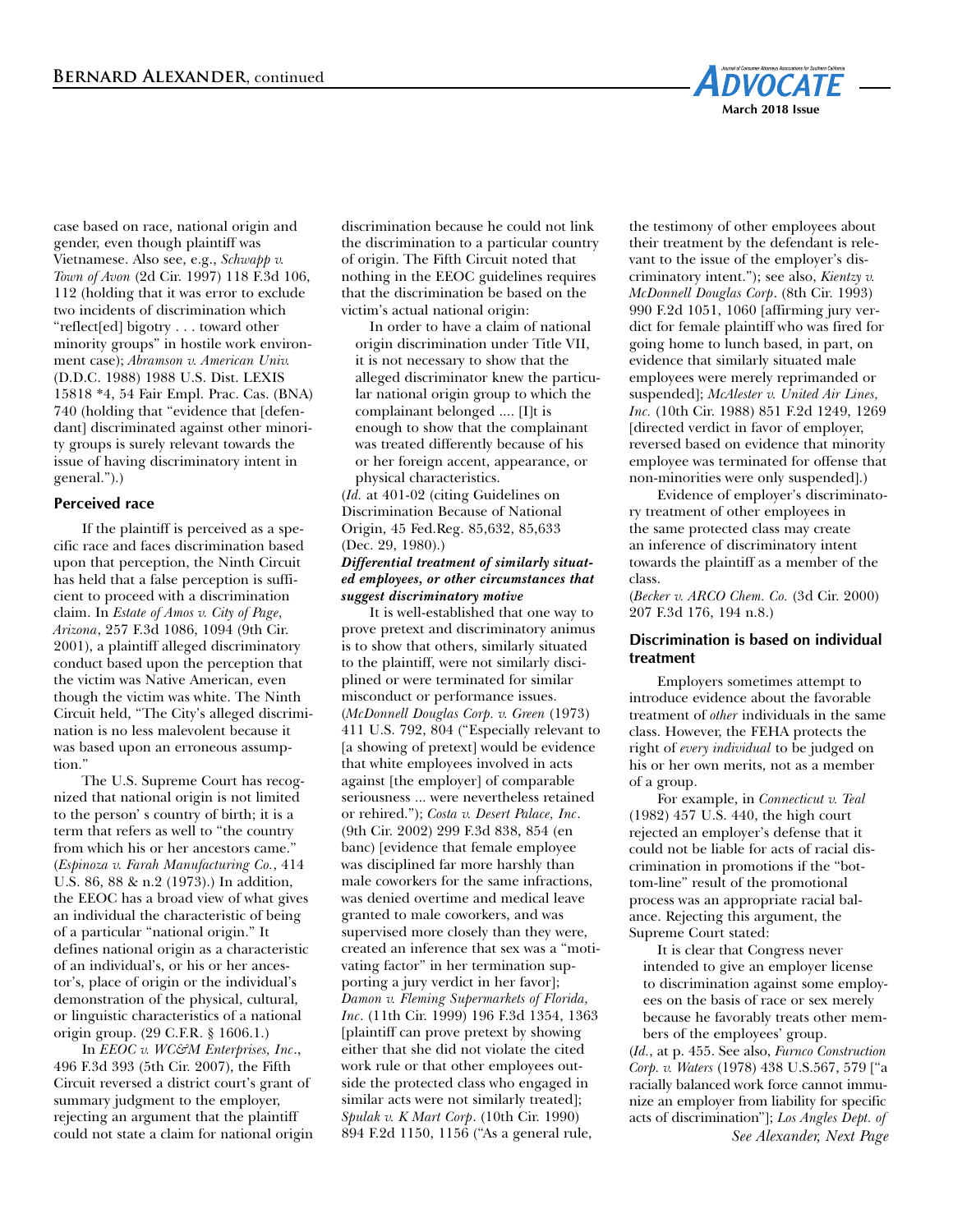case based on race, national origin and gender, even though plaintiff was Vietnamese. Also see, e.g., *Schwapp v. Town of Avon* (2d Cir. 1997) 118 F.3d 106, 112 (holding that it was error to exclude two incidents of discrimination which "reflect[ed] bigotry . . . toward other minority groups" in hostile work environment case); *Abramson v. American Univ.* (D.D.C. 1988) 1988 U.S. Dist. LEXIS 15818 *4, 54 Fair Empl. Prac. Cas. (BNA) 740 (holding that "evidence that [defendant] discriminated against other minority groups is surely relevant towards the issue of having discriminatory intent in general.").)

### Perceived race

If the plaintiff is perceived as a specific race and faces discrimination based upon that perception, the Ninth Circuit has held that a false perception is sufficient to proceed with a discrimination claim. In *Estate of Amos v. City of Page, Arizona*, 257 F.3d 1086, 1094 (9th Cir. 2001), a plaintiff alleged discriminatory conduct based upon the perception that the victim was Native American, even though the victim was white. The Ninth Circuit held, "The City's alleged discrimination is no less malevolent because it was based upon an erroneous assumption."

The U.S. Supreme Court has recognized that national origin is not limited to the person' s country of birth; it is a term that refers as well to "the country from which his or her ancestors came." (*Espinoza v. Farah Manufacturing Co.*, 414 U.S. 86, 88 & n.2 (1973).) In addition, the EEOC has a broad view of what gives an individual the characteristic of being of a particular "national origin." It defines national origin as a characteristic of an individual's, or his or her ancestor's, place of origin or the individual's demonstration of the physical, cultural, or linguistic characteristics of a national origin group. (29 C.F.R. § 1606.1.)

In *EEOC v. WC&M Enterprises, Inc*., 496 F.3d 393 (5th Cir. 2007), the Fifth Circuit reversed a district court's grant of summary judgment to the employer, rejecting an argument that the plaintiff could not state a claim for national origin discrimination because he could not link the discrimination to a particular country of origin. The Fifth Circuit noted that nothing in the EEOC guidelines requires that the discrimination be based on the victim's actual national origin:

> In order to have a claim of national origin discrimination under Title VII, it is not necessary to show that the alleged discriminator knew the particular national origin group to which the complainant belonged .... [I]t is enough to show that the complainant was treated differently because of his or her foreign accent, appearance, or physical characteristics.

(*Id.* at 401-02 (citing Guidelines on Discrimination Because of National Origin, 45 Fed.Reg. 85,632, 85,633 (Dec. 29, 1980).)

#### *Differential treatment of similarly situated employees, or other circumstances that suggest discriminatory motive*

It is well-established that one way to prove pretext and discriminatory animus is to show that others, similarly situated to the plaintiff, were not similarly disciplined or were terminated for similar misconduct or performance issues. (*McDonnell Douglas Corp. v. Green* (1973) 411 U.S. 792, 804 ("Especially relevant to [a showing of pretext] would be evidence that white employees involved in acts against [the employer] of comparable seriousness ... were nevertheless retained or rehired."); *Costa v. Desert Palace, Inc*. (9th Cir. 2002) 299 F.3d 838, 854 (en banc) [evidence that female employee was disciplined far more harshly than male coworkers for the same infractions, was denied overtime and medical leave granted to male coworkers, and was supervised more closely than they were, created an inference that sex was a "motivating factor" in her termination supporting a jury verdict in her favor]; *Damon v. Fleming Supermarkets of Florida, Inc*. (11th Cir. 1999) 196 F.3d 1354, 1363 [plaintiff can prove pretext by showing either that she did not violate the cited work rule or that other employees outside the protected class who engaged in similar acts were not similarly treated]; *Spulak v. K Mart Corp*. (10th Cir. 1990) 894 F.2d 1150, 1156 ("As a general rule, the testimony of other employees about their treatment by the defendant is relevant to the issue of the employer's discriminatory intent."); see also, *Kientzy v. McDonnell Douglas Corp*. (8th Cir. 1993) 990 F.2d 1051, 1060 [affirming jury verdict for female plaintiff who was fired for going home to lunch based, in part, on evidence that similarly situated male employees were merely reprimanded or suspended]; *McAlester v. United Air Lines, Inc.* (10th Cir. 1988) 851 F.2d 1249, 1269 [directed verdict in favor of employer, reversed based on evidence that minority employee was terminated for offense that non-minorities were only suspended].)

Evidence of employer's discriminatory treatment of other employees in the same protected class may create an inference of discriminatory intent towards the plaintiff as a member of the class.

(*Becker v. ARCO Chem. Co.* (3d Cir. 2000) 207 F.3d 176, 194 n.8.)

### Discrimination is based on individual treatment

Employers sometimes attempt to introduce evidence about the favorable treatment of *other* individuals in the same class. However, the FEHA protects the right of *every individual* to be judged on his or her own merits, not as a member of a group.

For example, in *Connecticut v. Teal* (1982) 457 U.S. 440, the high court rejected an employer's defense that it could not be liable for acts of racial discrimination in promotions if the "bottom-line" result of the promotional process was an appropriate racial balance. Rejecting this argument, the Supreme Court stated:

> It is clear that Congress never intended to give an employer license to discrimination against some employees on the basis of race or sex merely because he favorably treats other members of the employees' group.

(*Id.*, at p. 455. See also, *Furnco Construction Corp. v. Waters* (1978) 438 U.S.567, 579 ["a racially balanced work force cannot immunize an employer from liability for specific acts of discrimination"]; *Los Angles Dept. of*

*See Alexander, Next Page*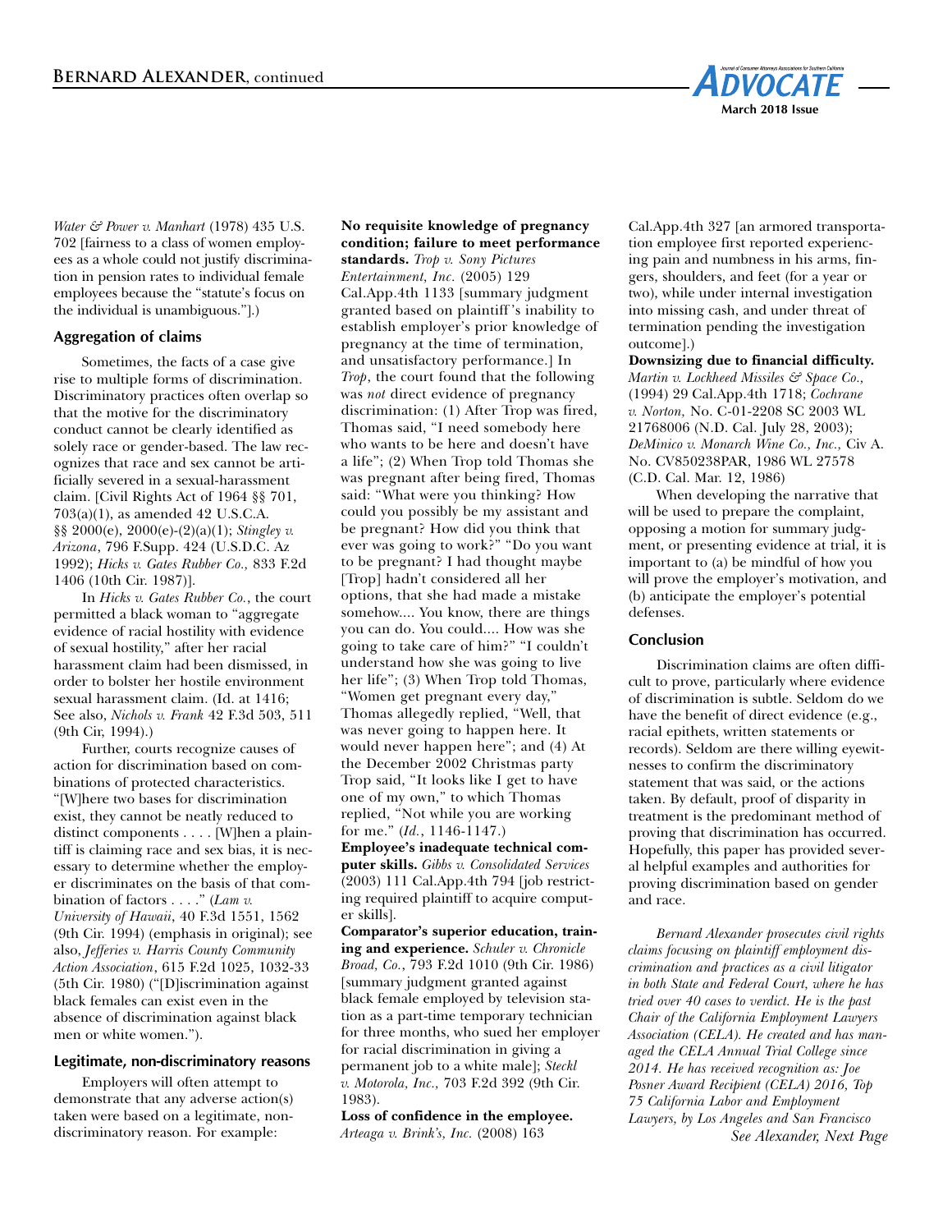*Water & Power v. Manhart* (1978) 435 U.S. 702 [fairness to a class of women employees as a whole could not justify discrimination in pension rates to individual female employees because the "statute's focus on the individual is unambiguous."].)

### Aggregation of claims

Sometimes, the facts of a case give rise to multiple forms of discrimination. Discriminatory practices often overlap so that the motive for the discriminatory conduct cannot be clearly identified as solely race or gender-based. The law recognizes that race and sex cannot be artificially severed in a sexual-harassment claim. [Civil Rights Act of 1964 §§ 701, 703(a)(1), as amended 42 U.S.C.A. §§ 2000(e), 2000(e)-(2)(a)(1); *Stingley v. Arizona*, 796 F.Supp. 424 (U.S.D.C. Az 1992); *Hicks v. Gates Rubber Co.,* 833 F.2d 1406 (10th Cir. 1987)].

In *Hicks v. Gates Rubber Co.*, the court permitted a black woman to "aggregate evidence of racial hostility with evidence of sexual hostility," after her racial harassment claim had been dismissed, in order to bolster her hostile environment sexual harassment claim. (Id. at 1416; See also, *Nichols v. Frank* 42 F.3d 503, 511 (9th Cir, 1994).)

Further, courts recognize causes of action for discrimination based on combinations of protected characteristics. "[W]here two bases for discrimination exist, they cannot be neatly reduced to distinct components . . . . [W]hen a plaintiff is claiming race and sex bias, it is necessary to determine whether the employer discriminates on the basis of that combination of factors . . . ." (*Lam v. University of Hawaii*, 40 F.3d 1551, 1562 (9th Cir. 1994) (emphasis in original); see also, *Jefferies v. Harris County Community Action Association*, 615 F.2d 1025, 1032-33 (5th Cir. 1980) ("[D]iscrimination against black females can exist even in the absence of discrimination against black men or white women.").

### Legitimate, non-discriminatory reasons

Employers will often attempt to demonstrate that any adverse action(s) taken were based on a legitimate, non-discriminatory reason. For example:

**No requisite knowledge of pregnancy condition; failure to meet performance standards.** *Trop v. Sony Pictures Entertainment, Inc.* (2005) 129 Cal.App.4th 1133 [summary judgment granted based on plaintiff's inability to establish employer's prior knowledge of pregnancy at the time of termination, and unsatisfactory performance.] In *Trop*, the court found that the following was *not* direct evidence of pregnancy discrimination: (1) After Trop was fired, Thomas said, "I need somebody here who wants to be here and doesn't have a life"; (2) When Trop told Thomas she was pregnant after being fired, Thomas said: "What were you thinking? How could you possibly be my assistant and be pregnant? How did you think that ever was going to work?" "Do you want to be pregnant? I had thought maybe [Trop] hadn't considered all her options, that she had made a mistake somehow.... You know, there are things you can do. You could.... How was she going to take care of him?" "I couldn't understand how she was going to live her life"; (3) When Trop told Thomas, "Women get pregnant every day," Thomas allegedly replied, "Well, that was never going to happen here. It would never happen here"; and (4) At the December 2002 Christmas party Trop said, "It looks like I get to have one of my own," to which Thomas replied, "Not while you are working for me." (*Id.*, 1146-1147.)

**Employee's inadequate technical computer skills.** *Gibbs v. Consolidated Services* (2003) 111 Cal.App.4th 794 [job restricting required plaintiff to acquire computer skills].

**Comparator's superior education, training and experience.** *Schuler v. Chronicle Broad, Co.*, 793 F.2d 1010 (9th Cir. 1986) [summary judgment granted against black female employed by television station as a part-time temporary technician for three months, who sued her employer for racial discrimination in giving a permanent job to a white male]; *Steckl v. Motorola, Inc.,* 703 F.2d 392 (9th Cir. 1983).

**Loss of confidence in the employee.** *Arteaga v. Brink's, Inc.* (2008) 163 Cal.App.4th 327 [an armored transportation employee first reported experiencing pain and numbness in his arms, fingers, shoulders, and feet (for a year or two), while under internal investigation into missing cash, and under threat of termination pending the investigation outcome].)

**Downsizing due to financial difficulty.** *Martin v. Lockheed Missiles & Space Co.,* (1994) 29 Cal.App.4th 1718; *Cochrane v. Norton,* No. C-01-2208 SC 2003 WL 21768006 (N.D. Cal. July 28, 2003); *DeMinico v. Monarch Wine Co., Inc.,* Civ A. No. CV850238PAR, 1986 WL 27578 (C.D. Cal. Mar. 12, 1986)

When developing the narrative that will be used to prepare the complaint, opposing a motion for summary judgment, or presenting evidence at trial, it is important to (a) be mindful of how you will prove the employer's motivation, and (b) anticipate the employer's potential defenses.

### Conclusion

Discrimination claims are often difficult to prove, particularly where evidence of discrimination is subtle. Seldom do we have the benefit of direct evidence (e.g., racial epithets, written statements or records). Seldom are there willing eyewitnesses to confirm the discriminatory statement that was said, or the actions taken. By default, proof of disparity in treatment is the predominant method of proving that discrimination has occurred. Hopefully, this paper has provided several helpful examples and authorities for proving discrimination based on gender and race.

*Bernard Alexander prosecutes civil rights claims focusing on plaintiff employment discrimination and practices as a civil litigator in both State and Federal Court, where he has tried over 40 cases to verdict. He is the past Chair of the California Employment Lawyers Association (CELA). He created and has managed the CELA Annual Trial College since 2014. He has received recognition as: Joe Posner Award Recipient (CELA) 2016, Top 75 California Labor and Employment Lawyers, by Los Angeles and San Francisco*

*See Alexander, Next Page*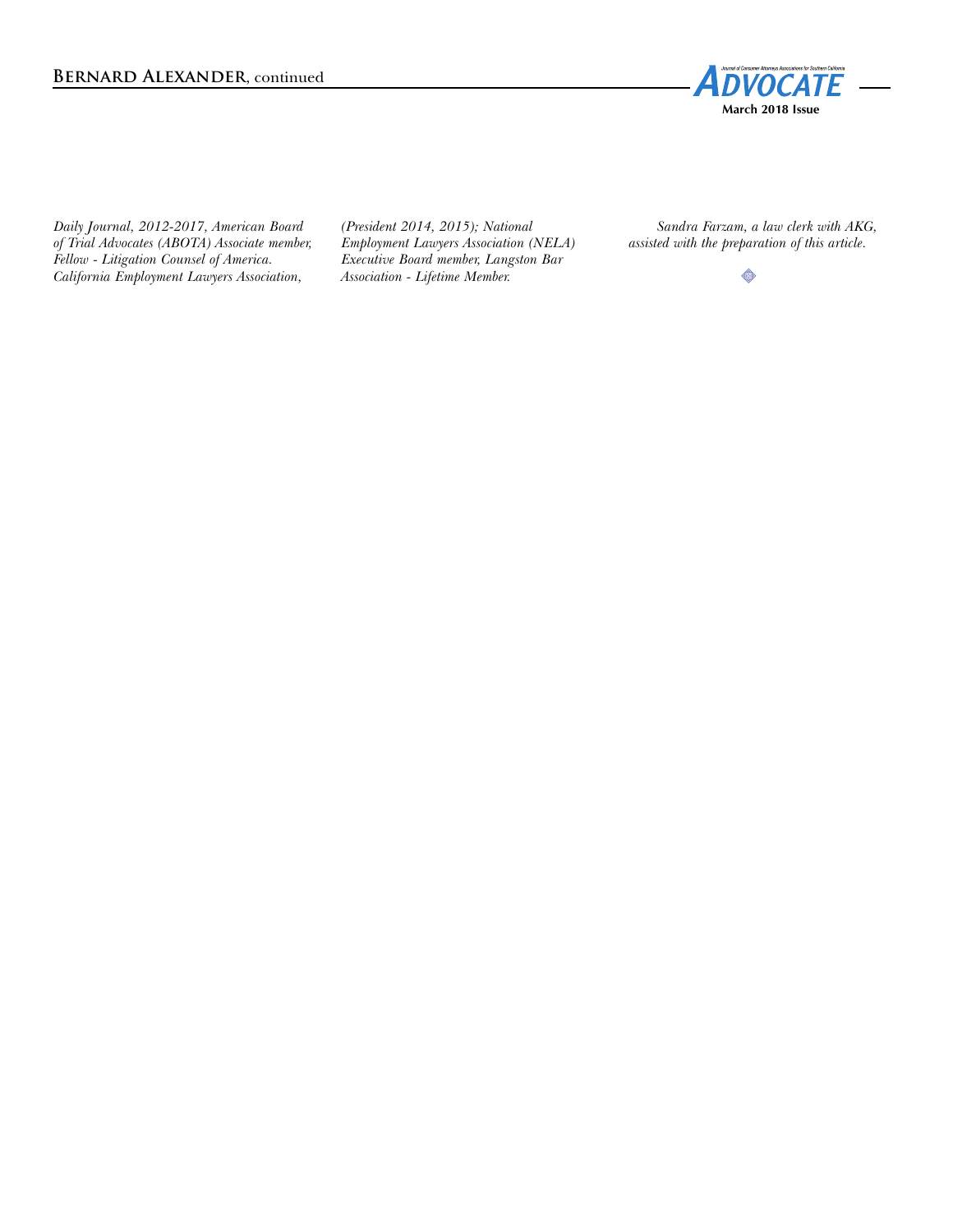*Daily Journal, 2012-2017, American Board of Trial Advocates (ABOTA) Associate member, Fellow - Litigation Counsel of America. California Employment Lawyers Association, (President 2014, 2015); National Employment Lawyers Association (NELA) Executive Board member, Langston Bar Association - Lifetime Member.*

*Sandra Farzam, a law clerk with AKG, assisted with the preparation of this article.*